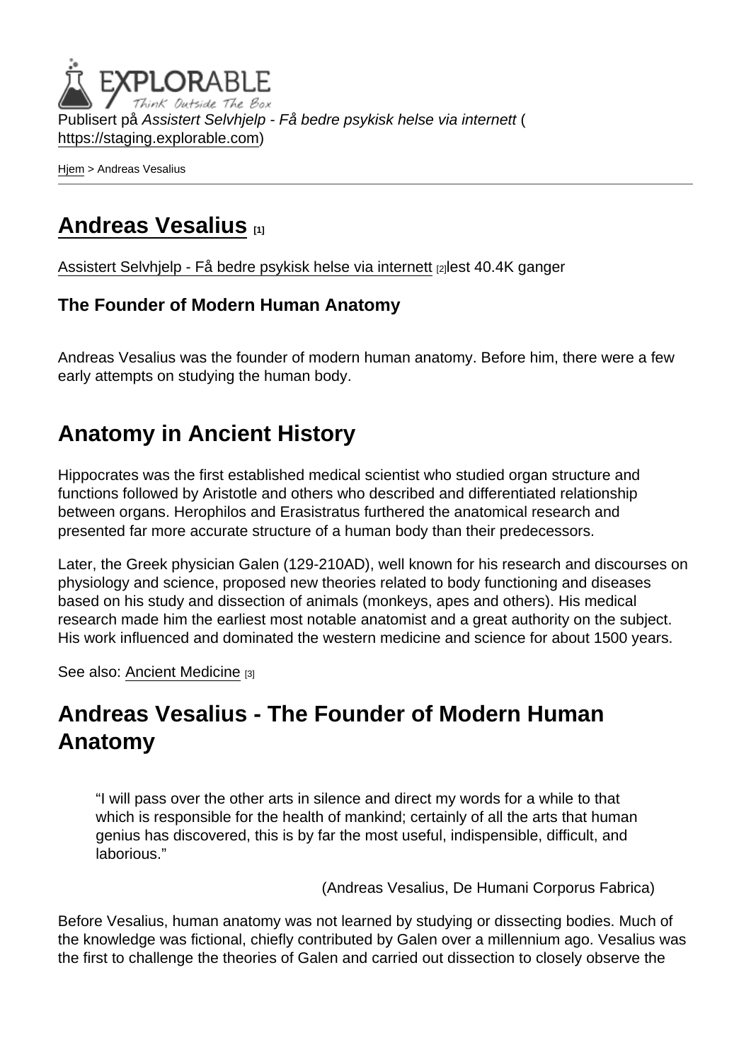Publisert på *Assistert Selvhjelp - Få bedre psykisk helse via internett* (https://staging.explorable.com)

Hjem > Andreas Vesalius

# Andreas Vesalius [1]

Assistert Selvhjelp - Få bedre psykisk helse via internett [2]lest 40.4K ganger

**The Founder of Modern Human Anatomy**

Andreas Vesalius was the founder of modern human anatomy. Before him, there were a few early attempts on studying the human body.

## Anatomy in Ancient History

Hippocrates was the first established medical scientist who studied organ structure and functions followed by Aristotle and others who described and differentiated relationship between organs. Herophilos and Erasistratus furthered the anatomical research and presented far more accurate structure of a human body than their predecessors.

Later, the Greek physician Galen (129-210AD), well known for his research and discourses on physiology and science, proposed new theories related to body functioning and diseases based on his study and dissection of animals (monkeys, apes and others). His medical research made him the earliest most notable anatomist and a great authority on the subject. His work influenced and dominated the western medicine and science for about 1500 years.

See also: Ancient Medicine [3]

## Andreas Vesalius - The Founder of Modern Human Anatomy

> "I will pass over the other arts in silence and direct my words for a while to that which is responsible for the health of mankind; certainly of all the arts that human genius has discovered, this is by far the most useful, indispensible, difficult, and laborious."
>
> (Andreas Vesalius, De Humani Corporus Fabrica)

Before Vesalius, human anatomy was not learned by studying or dissecting bodies. Much of the knowledge was fictional, chiefly contributed by Galen over a millennium ago. Vesalius was the first to challenge the theories of Galen and carried out dissection to closely observe the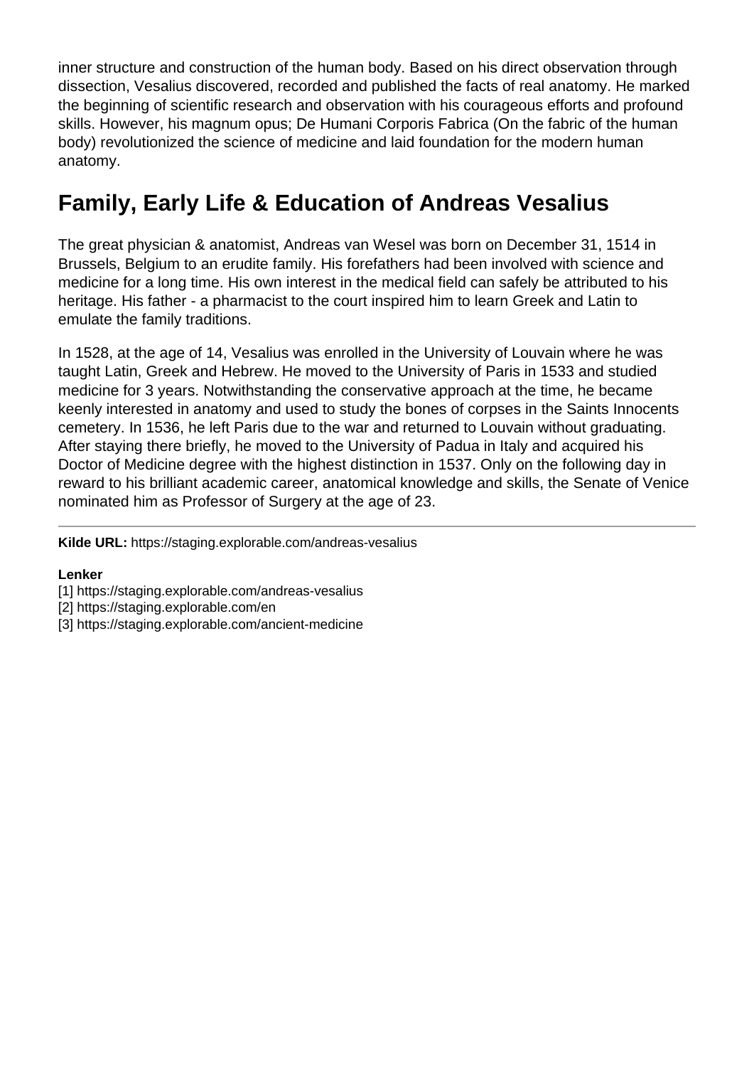inner structure and construction of the human body. Based on his direct observation through dissection, Vesalius discovered, recorded and published the facts of real anatomy. He marked the beginning of scientific research and observation with his courageous efforts and profound skills. However, his magnum opus; De Humani Corporis Fabrica (On the fabric of the human body) revolutionized the science of medicine and laid foundation for the modern human anatomy.

## Family, Early Life & Education of Andreas Vesalius

The great physician & anatomist, Andreas van Wesel was born on December 31, 1514 in Brussels, Belgium to an erudite family. His forefathers had been involved with science and medicine for a long time. His own interest in the medical field can safely be attributed to his heritage. His father - a pharmacist to the court inspired him to learn Greek and Latin to emulate the family traditions.

In 1528, at the age of 14, Vesalius was enrolled in the University of Louvain where he was taught Latin, Greek and Hebrew. He moved to the University of Paris in 1533 and studied medicine for 3 years. Notwithstanding the conservative approach at the time, he became keenly interested in anatomy and used to study the bones of corpses in the Saints Innocents cemetery. In 1536, he left Paris due to the war and returned to Louvain without graduating. After staying there briefly, he moved to the University of Padua in Italy and acquired his Doctor of Medicine degree with the highest distinction in 1537. Only on the following day in reward to his brilliant academic career, anatomical knowledge and skills, the Senate of Venice nominated him as Professor of Surgery at the age of 23.

---

**Kilde URL:** https://staging.explorable.com/andreas-vesalius

**Lenker**
[1] https://staging.explorable.com/andreas-vesalius
[2] https://staging.explorable.com/en
[3] https://staging.explorable.com/ancient-medicine